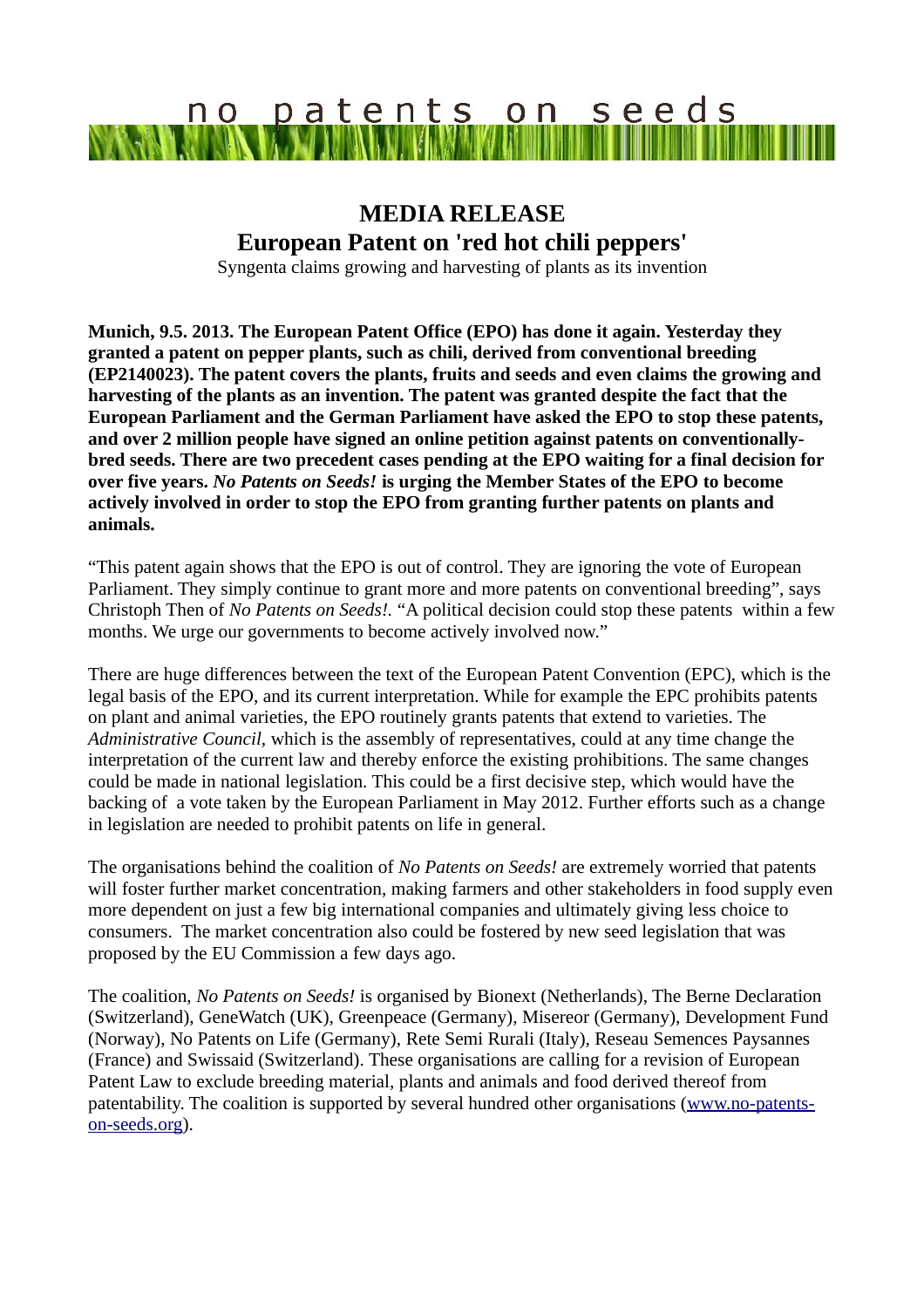no patents on seeds

# MEDIA RELEASE

# European Patent on 'red hot chili peppers'

Syngenta claims growing and harvesting of plants as its invention

**Munich, 9.5. 2013. The European Patent Office (EPO) has done it again. Yesterday they granted a patent on pepper plants, such as chili, derived from conventional breeding (EP2140023). The patent covers the plants, fruits and seeds and even claims the growing and harvesting of the plants as an invention. The patent was granted despite the fact that the European Parliament and the German Parliament have asked the EPO to stop these patents, and over 2 million people have signed an online petition against patents on conventionally-bred seeds. There are two precedent cases pending at the EPO waiting for a final decision for over five years. *No Patents on Seeds!* is urging the Member States of the EPO to become actively involved in order to stop the EPO from granting further patents on plants and animals.**

“This patent again shows that the EPO is out of control. They are ignoring the vote of European Parliament. They simply continue to grant more and more patents on conventional breeding”, says Christoph Then of *No Patents on Seeds!*. “A political decision could stop these patents within a few months. We urge our governments to become actively involved now.”

There are huge differences between the text of the European Patent Convention (EPC), which is the legal basis of the EPO, and its current interpretation. While for example the EPC prohibits patents on plant and animal varieties, the EPO routinely grants patents that extend to varieties. The *Administrative Council,* which is the assembly of representatives, could at any time change the interpretation of the current law and thereby enforce the existing prohibitions. The same changes could be made in national legislation. This could be a first decisive step, which would have the backing of a vote taken by the European Parliament in May 2012. Further efforts such as a change in legislation are needed to prohibit patents on life in general.

The organisations behind the coalition of *No Patents on Seeds!* are extremely worried that patents will foster further market concentration, making farmers and other stakeholders in food supply even more dependent on just a few big international companies and ultimately giving less choice to consumers. The market concentration also could be fostered by new seed legislation that was proposed by the EU Commission a few days ago.

The coalition, *No Patents on Seeds!* is organised by Bionext (Netherlands), The Berne Declaration (Switzerland), GeneWatch (UK), Greenpeace (Germany), Misereor (Germany), Development Fund (Norway), No Patents on Life (Germany), Rete Semi Rurali (Italy), Reseau Semences Paysannes (France) and Swissaid (Switzerland). These organisations are calling for a revision of European Patent Law to exclude breeding material, plants and animals and food derived thereof from patentability. The coalition is supported by several hundred other organisations ([www.no-patents-on-seeds.org](http://www.no-patents-on-seeds.org)).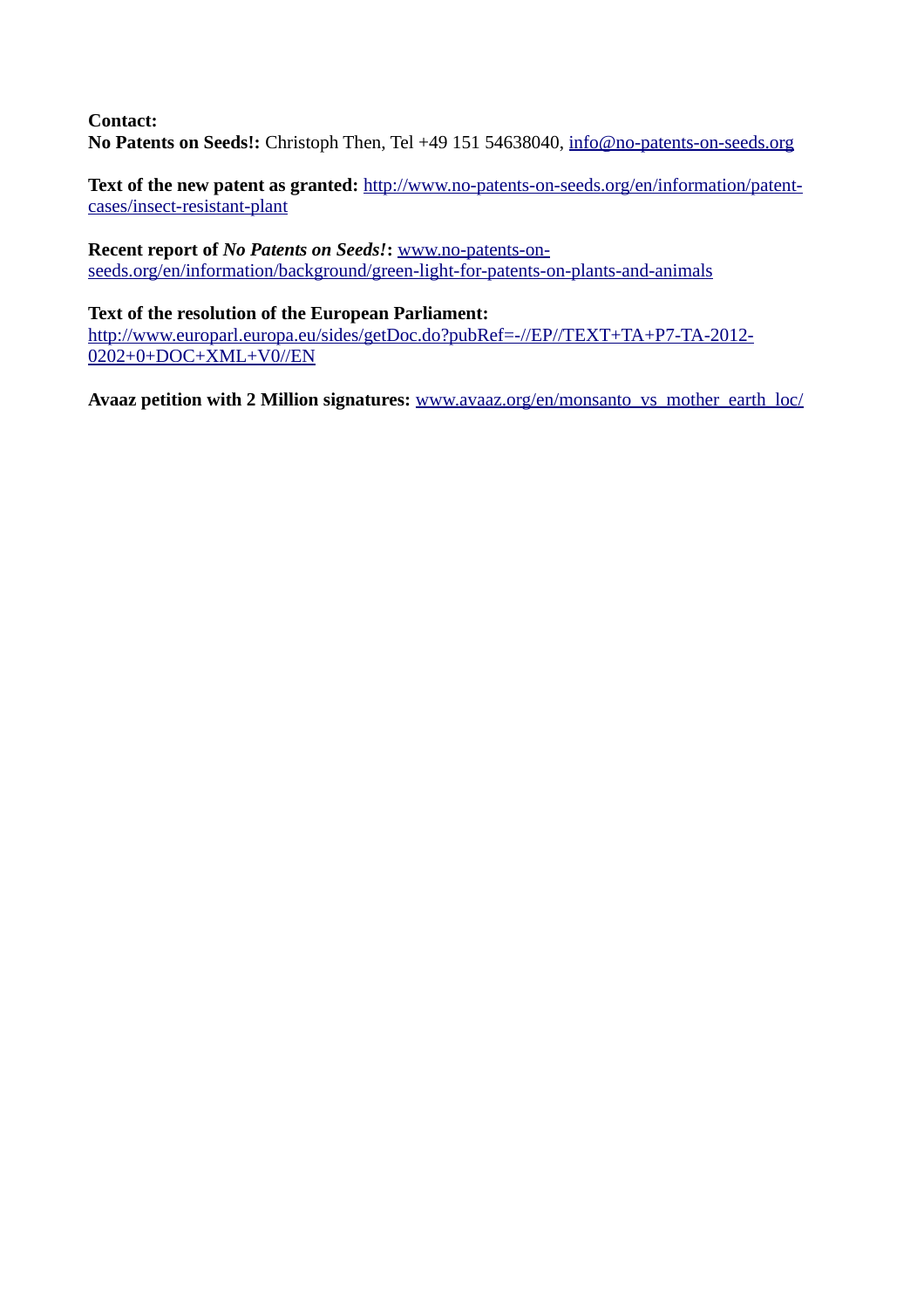**Contact:**
**No Patents on Seeds!:** Christoph Then, Tel +49 151 54638040, info@no-patents-on-seeds.org

**Text of the new patent as granted:** http://www.no-patents-on-seeds.org/en/information/patent-cases/insect-resistant-plant

**Recent report of *No Patents on Seeds!*:** www.no-patents-on-seeds.org/en/information/background/green-light-for-patents-on-plants-and-animals

**Text of the resolution of the European Parliament:**
http://www.europarl.europa.eu/sides/getDoc.do?pubRef=-//EP//TEXT+TA+P7-TA-2012-0202+0+DOC+XML+V0//EN

**Avaaz petition with 2 Million signatures:** www.avaaz.org/en/monsanto_vs_mother_earth_loc/